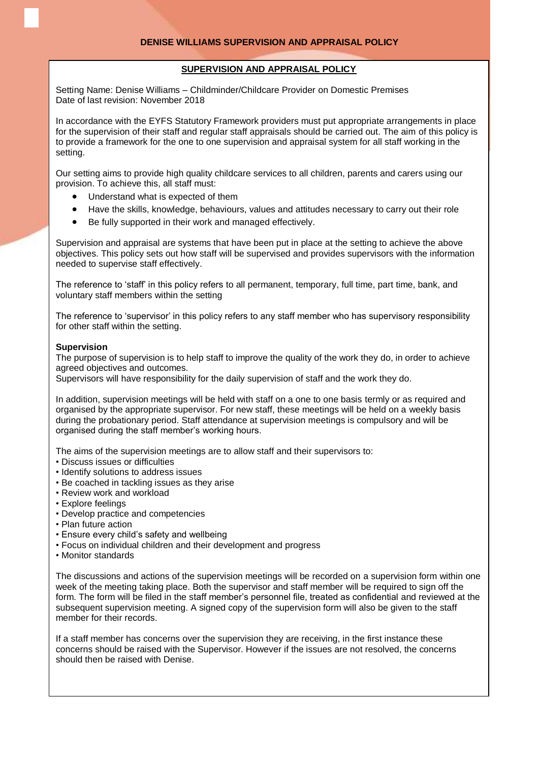## SUPERVISION AND APPRAISAL POLICY

Setting Name: Denise Williams – Childminder/Childcare Provider on Domestic Premises
Date of last revision: November 2018

In accordance with the EYFS Statutory Framework providers must put appropriate arrangements in place for the supervision of their staff and regular staff appraisals should be carried out. The aim of this policy is to provide a framework for the one to one supervision and appraisal system for all staff working in the setting.

Our setting aims to provide high quality childcare services to all children, parents and carers using our provision. To achieve this, all staff must:

- Understand what is expected of them
- Have the skills, knowledge, behaviours, values and attitudes necessary to carry out their role
- Be fully supported in their work and managed effectively.

Supervision and appraisal are systems that have been put in place at the setting to achieve the above objectives. This policy sets out how staff will be supervised and provides supervisors with the information needed to supervise staff effectively.

The reference to 'staff' in this policy refers to all permanent, temporary, full time, part time, bank, and voluntary staff members within the setting

The reference to 'supervisor' in this policy refers to any staff member who has supervisory responsibility for other staff within the setting.

**Supervision**

The purpose of supervision is to help staff to improve the quality of the work they do, in order to achieve agreed objectives and outcomes.
Supervisors will have responsibility for the daily supervision of staff and the work they do.

In addition, supervision meetings will be held with staff on a one to one basis termly or as required and organised by the appropriate supervisor. For new staff, these meetings will be held on a weekly basis during the probationary period. Staff attendance at supervision meetings is compulsory and will be organised during the staff member's working hours.

The aims of the supervision meetings are to allow staff and their supervisors to:

- Discuss issues or difficulties
- Identify solutions to address issues
- Be coached in tackling issues as they arise
- Review work and workload
- Explore feelings
- Develop practice and competencies
- Plan future action
- Ensure every child's safety and wellbeing
- Focus on individual children and their development and progress
- Monitor standards

The discussions and actions of the supervision meetings will be recorded on a supervision form within one week of the meeting taking place. Both the supervisor and staff member will be required to sign off the form. The form will be filed in the staff member's personnel file, treated as confidential and reviewed at the subsequent supervision meeting. A signed copy of the supervision form will also be given to the staff member for their records.

If a staff member has concerns over the supervision they are receiving, in the first instance these concerns should be raised with the Supervisor. However if the issues are not resolved, the concerns should then be raised with Denise.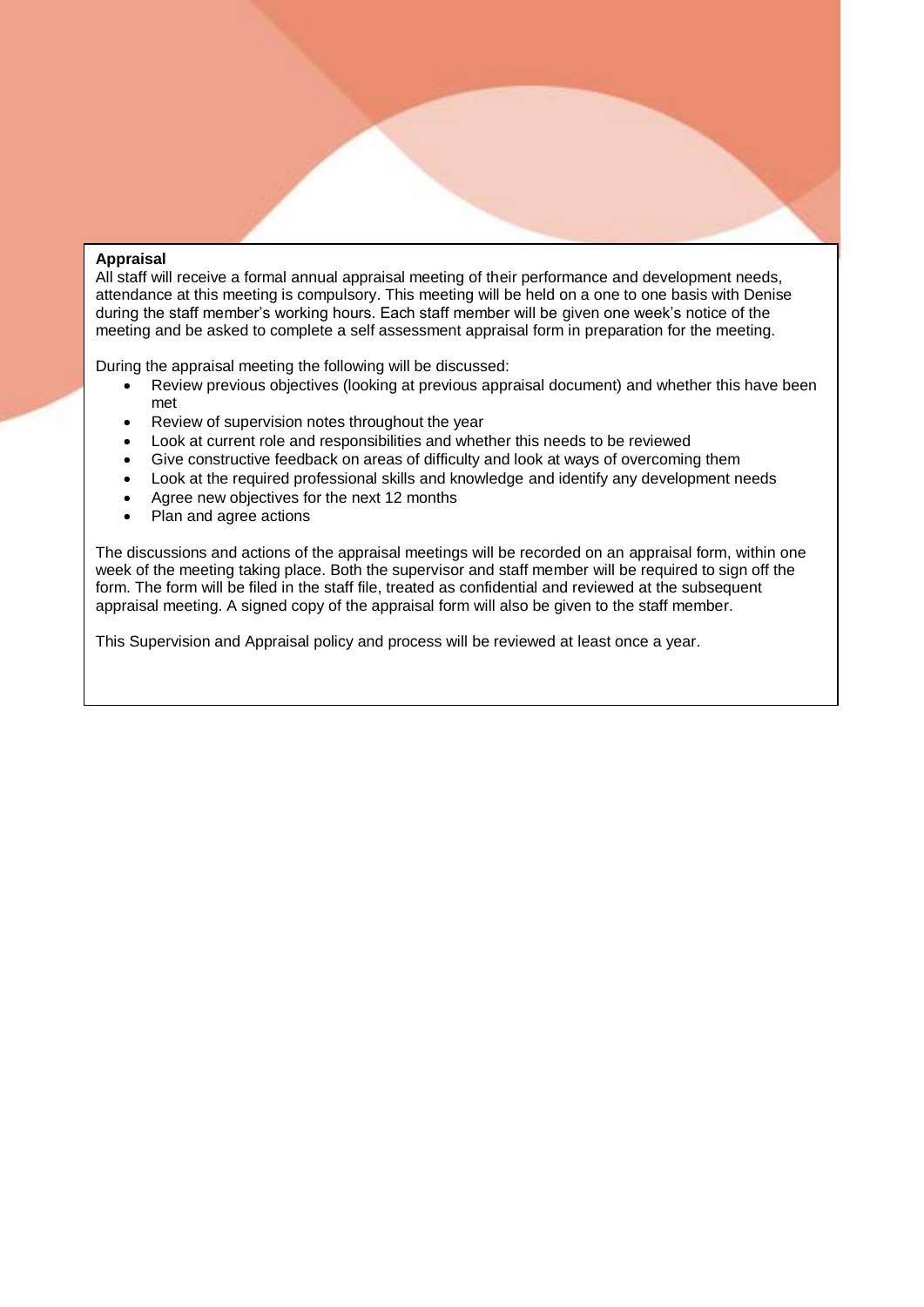**Appraisal**

All staff will receive a formal annual appraisal meeting of their performance and development needs, attendance at this meeting is compulsory. This meeting will be held on a one to one basis with Denise during the staff member's working hours. Each staff member will be given one week's notice of the meeting and be asked to complete a self assessment appraisal form in preparation for the meeting.

During the appraisal meeting the following will be discussed:

- Review previous objectives (looking at previous appraisal document) and whether this have been met
- Review of supervision notes throughout the year
- Look at current role and responsibilities and whether this needs to be reviewed
- Give constructive feedback on areas of difficulty and look at ways of overcoming them
- Look at the required professional skills and knowledge and identify any development needs
- Agree new objectives for the next 12 months
- Plan and agree actions

The discussions and actions of the appraisal meetings will be recorded on an appraisal form, within one week of the meeting taking place. Both the supervisor and staff member will be required to sign off the form. The form will be filed in the staff file, treated as confidential and reviewed at the subsequent appraisal meeting. A signed copy of the appraisal form will also be given to the staff member.

This Supervision and Appraisal policy and process will be reviewed at least once a year.